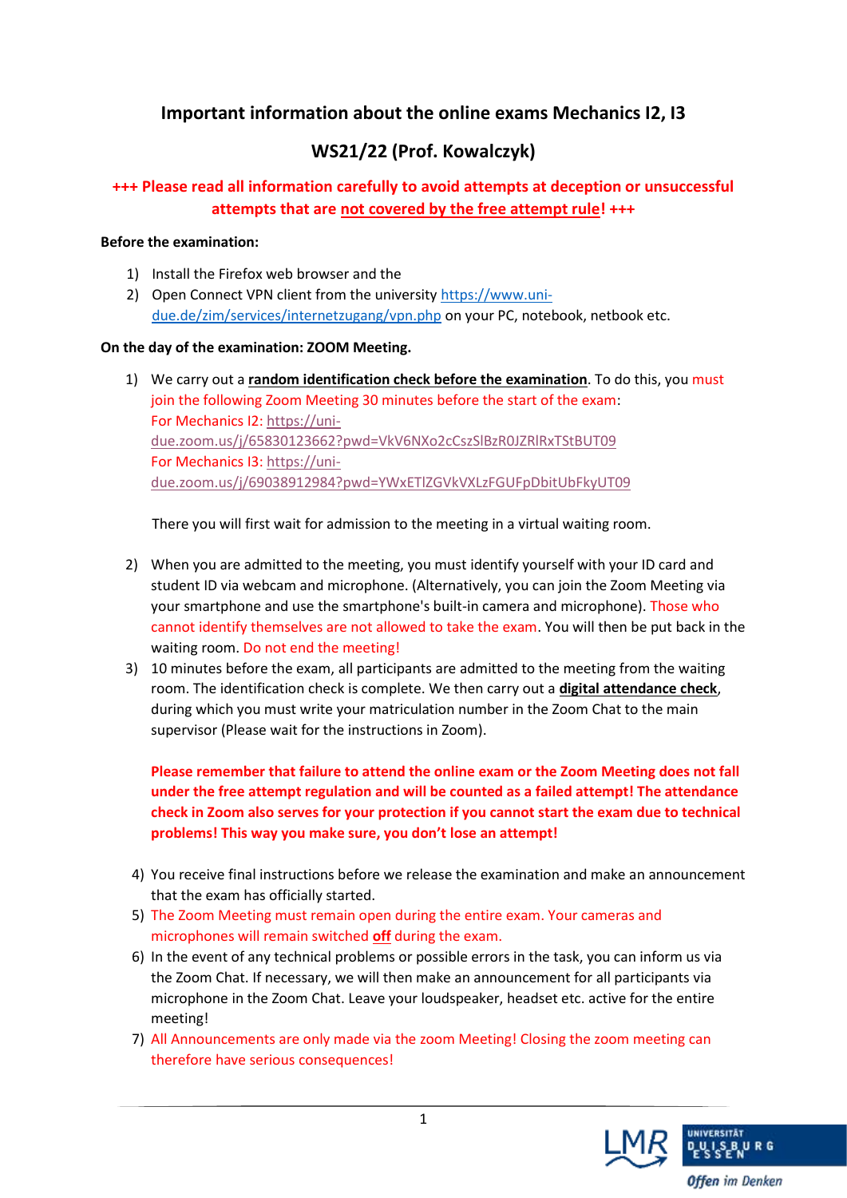# Important information about the online exams Mechanics I2, I3

# WS21/22 (Prof. Kowalczyk)

**+++ Please read all information carefully to avoid attempts at deception or unsuccessful attempts that are not covered by the free attempt rule! +++**

**Before the examination:**

1) Install the Firefox web browser and the
2) Open Connect VPN client from the university https://www.uni-due.de/zim/services/internetzugang/vpn.php on your PC, notebook, netbook etc.

**On the day of the examination: ZOOM Meeting.**

1) We carry out a **random identification check before the examination**. To do this, you must join the following Zoom Meeting 30 minutes before the start of the exam:
   For Mechanics I2: https://uni-due.zoom.us/j/65830123662?pwd=VkV6NXo2cCszSlBzR0JZRlRxTStBUT09
   For Mechanics I3: https://uni-due.zoom.us/j/69038912984?pwd=YWxETlZGVkVXLzFGUFpDbitUbFkyUT09

   There you will first wait for admission to the meeting in a virtual waiting room.

2) When you are admitted to the meeting, you must identify yourself with your ID card and student ID via webcam and microphone. (Alternatively, you can join the Zoom Meeting via your smartphone and use the smartphone's built-in camera and microphone). Those who cannot identify themselves are not allowed to take the exam. You will then be put back in the waiting room. Do not end the meeting!
3) 10 minutes before the exam, all participants are admitted to the meeting from the waiting room. The identification check is complete. We then carry out a **digital attendance check**, during which you must write your matriculation number in the Zoom Chat to the main supervisor (Please wait for the instructions in Zoom).

   **Please remember that failure to attend the online exam or the Zoom Meeting does not fall under the free attempt regulation and will be counted as a failed attempt! The attendance check in Zoom also serves for your protection if you cannot start the exam due to technical problems! This way you make sure, you don't lose an attempt!**

4) You receive final instructions before we release the examination and make an announcement that the exam has officially started.
5) The Zoom Meeting must remain open during the entire exam. Your cameras and microphones will remain switched **off** during the exam.
6) In the event of any technical problems or possible errors in the task, you can inform us via the Zoom Chat. If necessary, we will then make an announcement for all participants via microphone in the Zoom Chat. Leave your loudspeaker, headset etc. active for the entire meeting!
7) All Announcements are only made via the zoom Meeting! Closing the zoom meeting can therefore have serious consequences!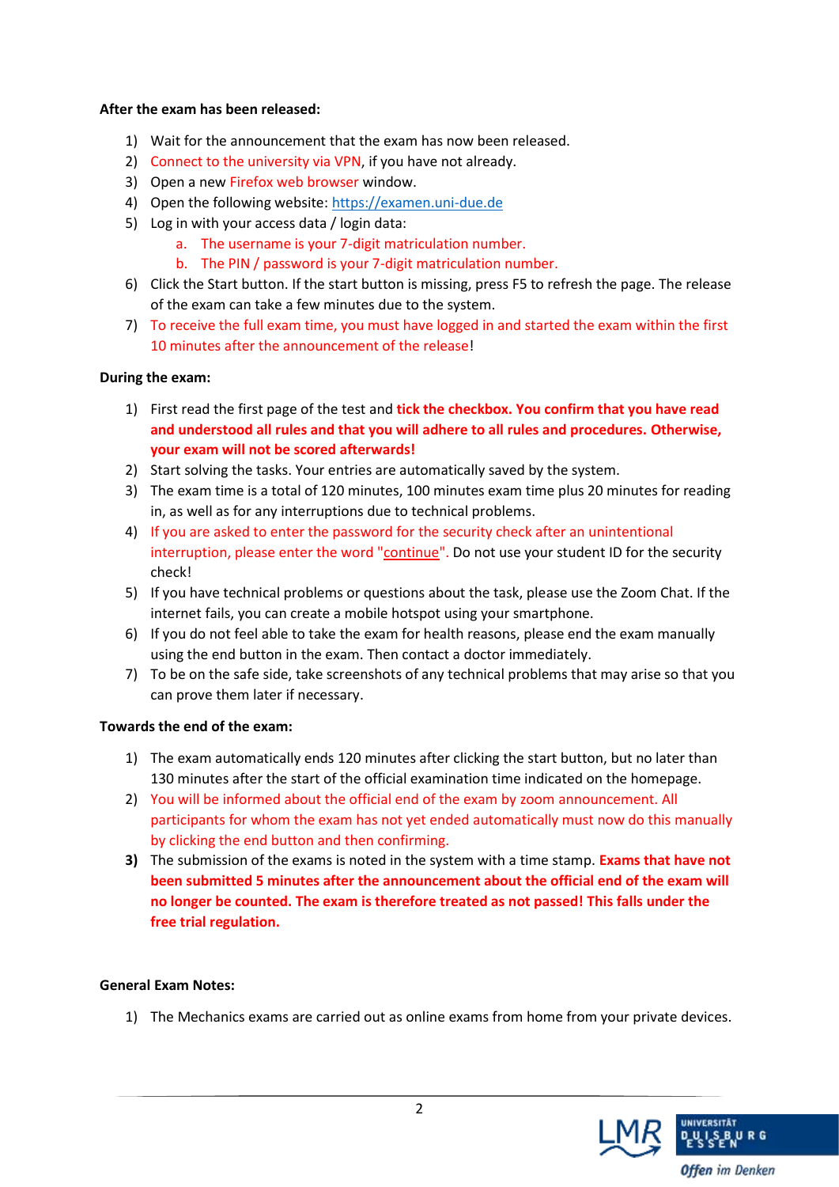**After the exam has been released:**

1) Wait for the announcement that the exam has now been released.
2) Connect to the university via VPN, if you have not already.
3) Open a new Firefox web browser window.
4) Open the following website: [https://examen.uni-due.de](https://examen.uni-due.de)
5) Log in with your access data / login data:
   a. The username is your 7-digit matriculation number.
   b. The PIN / password is your 7-digit matriculation number.
6) Click the Start button. If the start button is missing, press F5 to refresh the page. The release of the exam can take a few minutes due to the system.
7) To receive the full exam time, you must have logged in and started the exam within the first 10 minutes after the announcement of the release!

**During the exam:**

1) First read the first page of the test and **tick the checkbox. You confirm that you have read and understood all rules and that you will adhere to all rules and procedures. Otherwise, your exam will not be scored afterwards!**
2) Start solving the tasks. Your entries are automatically saved by the system.
3) The exam time is a total of 120 minutes, 100 minutes exam time plus 20 minutes for reading in, as well as for any interruptions due to technical problems.
4) If you are asked to enter the password for the security check after an unintentional interruption, please enter the word "continue". Do not use your student ID for the security check!
5) If you have technical problems or questions about the task, please use the Zoom Chat. If the internet fails, you can create a mobile hotspot using your smartphone.
6) If you do not feel able to take the exam for health reasons, please end the exam manually using the end button in the exam. Then contact a doctor immediately.
7) To be on the safe side, take screenshots of any technical problems that may arise so that you can prove them later if necessary.

**Towards the end of the exam:**

1) The exam automatically ends 120 minutes after clicking the start button, but no later than 130 minutes after the start of the official examination time indicated on the homepage.
2) You will be informed about the official end of the exam by zoom announcement. All participants for whom the exam has not yet ended automatically must now do this manually by clicking the end button and then confirming.
3) The submission of the exams is noted in the system with a time stamp. **Exams that have not been submitted 5 minutes after the announcement about the official end of the exam will no longer be counted. The exam is therefore treated as not passed! This falls under the free trial regulation.**

**General Exam Notes:**

1) The Mechanics exams are carried out as online exams from home from your private devices.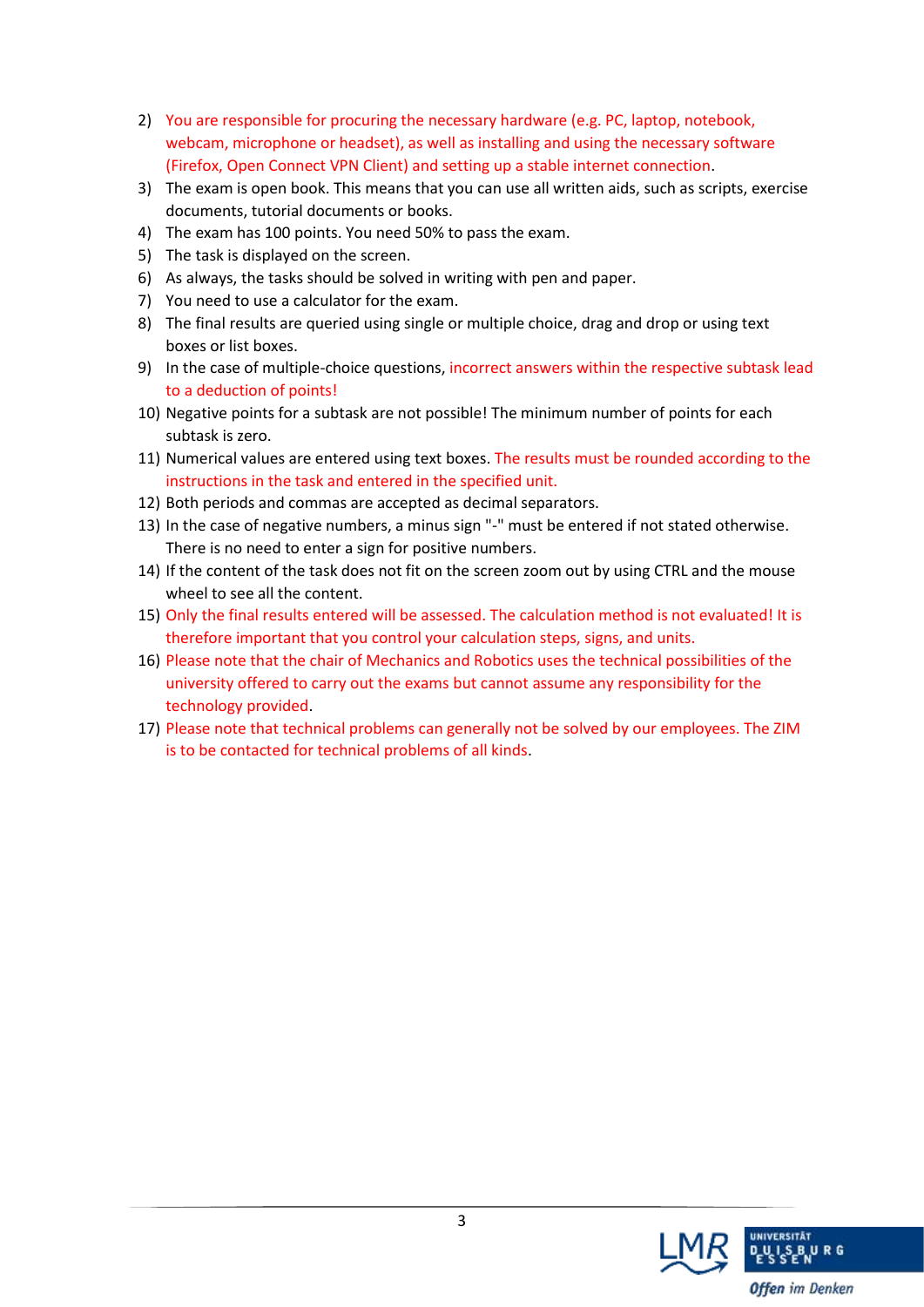2) You are responsible for procuring the necessary hardware (e.g. PC, laptop, notebook, webcam, microphone or headset), as well as installing and using the necessary software (Firefox, Open Connect VPN Client) and setting up a stable internet connection.
3) The exam is open book. This means that you can use all written aids, such as scripts, exercise documents, tutorial documents or books.
4) The exam has 100 points. You need 50% to pass the exam.
5) The task is displayed on the screen.
6) As always, the tasks should be solved in writing with pen and paper.
7) You need to use a calculator for the exam.
8) The final results are queried using single or multiple choice, drag and drop or using text boxes or list boxes.
9) In the case of multiple-choice questions, incorrect answers within the respective subtask lead to a deduction of points!
10) Negative points for a subtask are not possible! The minimum number of points for each subtask is zero.
11) Numerical values are entered using text boxes. The results must be rounded according to the instructions in the task and entered in the specified unit.
12) Both periods and commas are accepted as decimal separators.
13) In the case of negative numbers, a minus sign "-" must be entered if not stated otherwise. There is no need to enter a sign for positive numbers.
14) If the content of the task does not fit on the screen zoom out by using CTRL and the mouse wheel to see all the content.
15) Only the final results entered will be assessed. The calculation method is not evaluated! It is therefore important that you control your calculation steps, signs, and units.
16) Please note that the chair of Mechanics and Robotics uses the technical possibilities of the university offered to carry out the exams but cannot assume any responsibility for the technology provided.
17) Please note that technical problems can generally not be solved by our employees. The ZIM is to be contacted for technical problems of all kinds.